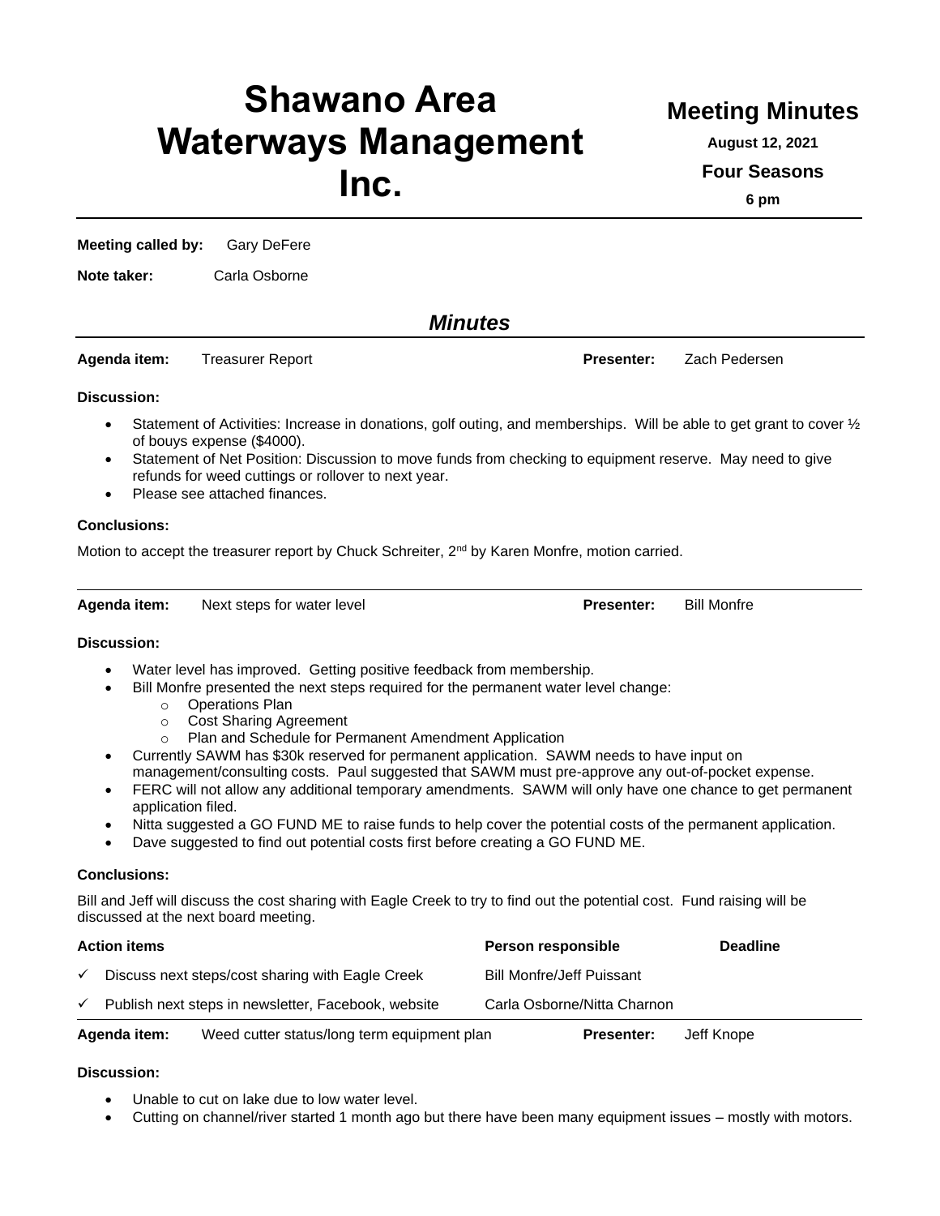# Shawano Area Waterways Management Inc.

## Meeting Minutes

**August 12, 2021**

**Four Seasons**

**6 pm**

**Meeting called by:** Gary DeFere

**Note taker:** Carla Osborne

## *Minutes*

**Agenda item:** Treasurer Report **Presenter:** Zach Pedersen

**Discussion:**

- Statement of Activities: Increase in donations, golf outing, and memberships. Will be able to get grant to cover ½ of bouys expense ($4000).
- Statement of Net Position: Discussion to move funds from checking to equipment reserve. May need to give refunds for weed cuttings or rollover to next year.
- Please see attached finances.

**Conclusions:**

Motion to accept the treasurer report by Chuck Schreiter, 2nd by Karen Monfre, motion carried.

---

**Agenda item:** Next steps for water level **Presenter:** Bill Monfre

**Discussion:**

- Water level has improved. Getting positive feedback from membership.
- Bill Monfre presented the next steps required for the permanent water level change:
  - Operations Plan
  - Cost Sharing Agreement
  - Plan and Schedule for Permanent Amendment Application
- Currently SAWM has $30k reserved for permanent application. SAWM needs to have input on management/consulting costs. Paul suggested that SAWM must pre-approve any out-of-pocket expense.
- FERC will not allow any additional temporary amendments. SAWM will only have one chance to get permanent application filed.
- Nitta suggested a GO FUND ME to raise funds to help cover the potential costs of the permanent application.
- Dave suggested to find out potential costs first before creating a GO FUND ME.

**Conclusions:**

Bill and Jeff will discuss the cost sharing with Eagle Creek to try to find out the potential cost. Fund raising will be discussed at the next board meeting.

| Action items | Person responsible | Deadline |
|---|---|---|
| ✓ Discuss next steps/cost sharing with Eagle Creek | Bill Monfre/Jeff Puissant | |
| ✓ Publish next steps in newsletter, Facebook, website | Carla Osborne/Nitta Charnon | |

---

**Agenda item:** Weed cutter status/long term equipment plan **Presenter:** Jeff Knope

**Discussion:**

- Unable to cut on lake due to low water level.
- Cutting on channel/river started 1 month ago but there have been many equipment issues – mostly with motors.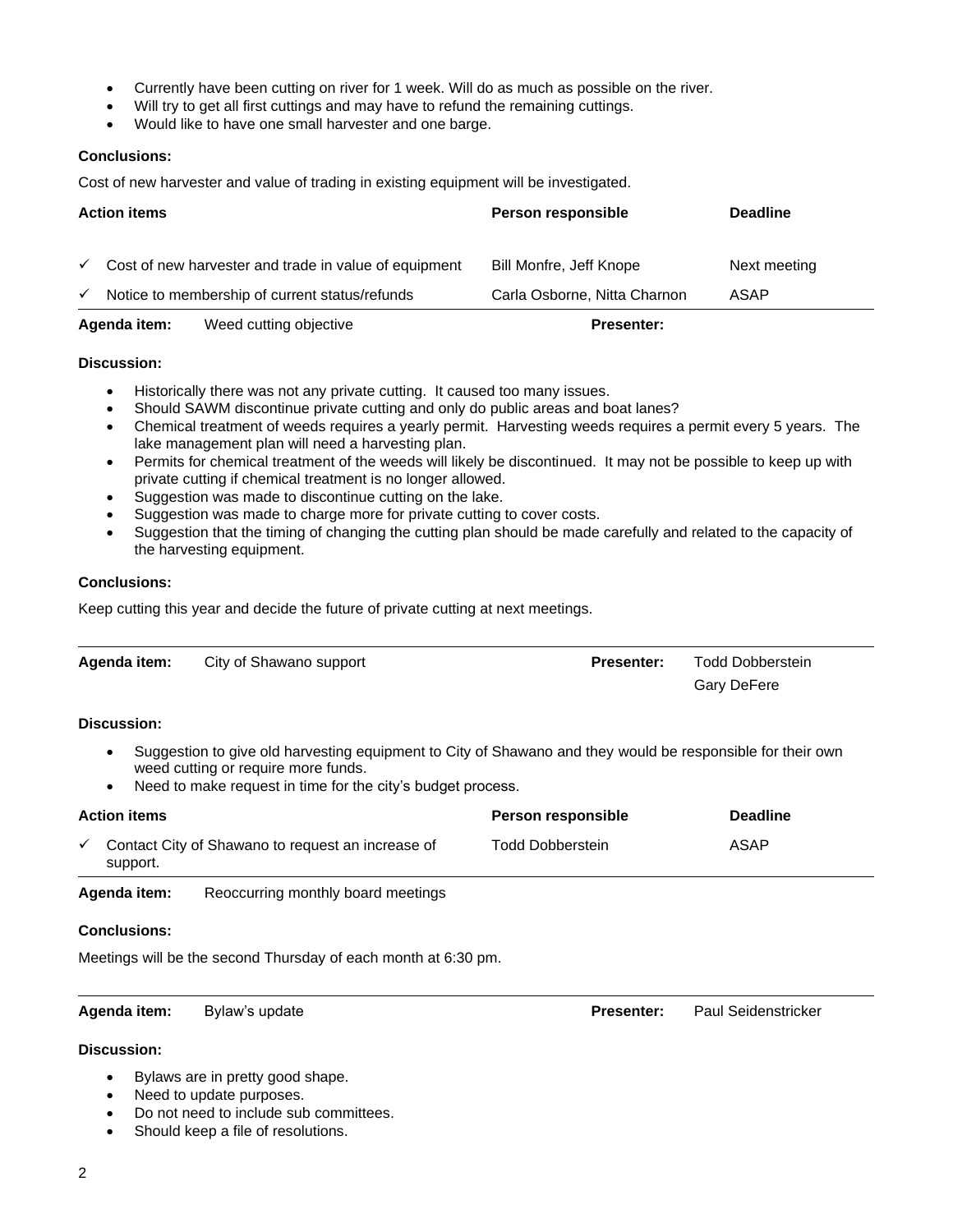- Currently have been cutting on river for 1 week. Will do as much as possible on the river.
- Will try to get all first cuttings and may have to refund the remaining cuttings.
- Would like to have one small harvester and one barge.

**Conclusions:**

Cost of new harvester and value of trading in existing equipment will be investigated.

| Action items | Person responsible | Deadline |
|---|---|---|
| ✓ Cost of new harvester and trade in value of equipment | Bill Monfre, Jeff Knope | Next meeting |
| ✓ Notice to membership of current status/refunds | Carla Osborne, Nitta Charnon | ASAP |

**Agenda item:** Weed cutting objective **Presenter:**

**Discussion:**

- Historically there was not any private cutting. It caused too many issues.
- Should SAWM discontinue private cutting and only do public areas and boat lanes?
- Chemical treatment of weeds requires a yearly permit. Harvesting weeds requires a permit every 5 years. The lake management plan will need a harvesting plan.
- Permits for chemical treatment of the weeds will likely be discontinued. It may not be possible to keep up with private cutting if chemical treatment is no longer allowed.
- Suggestion was made to discontinue cutting on the lake.
- Suggestion was made to charge more for private cutting to cover costs.
- Suggestion that the timing of changing the cutting plan should be made carefully and related to the capacity of the harvesting equipment.

**Conclusions:**

Keep cutting this year and decide the future of private cutting at next meetings.

---

**Agenda item:** City of Shawano support **Presenter:** Todd Dobberstein, Gary DeFere

**Discussion:**

- Suggestion to give old harvesting equipment to City of Shawano and they would be responsible for their own weed cutting or require more funds.
- Need to make request in time for the city's budget process.

| Action items | Person responsible | Deadline |
|---|---|---|
| ✓ Contact City of Shawano to request an increase of support. | Todd Dobberstein | ASAP |

**Agenda item:** Reoccurring monthly board meetings

**Conclusions:**

Meetings will be the second Thursday of each month at 6:30 pm.

---

**Agenda item:** Bylaw's update **Presenter:** Paul Seidenstricker

**Discussion:**

- Bylaws are in pretty good shape.
- Need to update purposes.
- Do not need to include sub committees.
- Should keep a file of resolutions.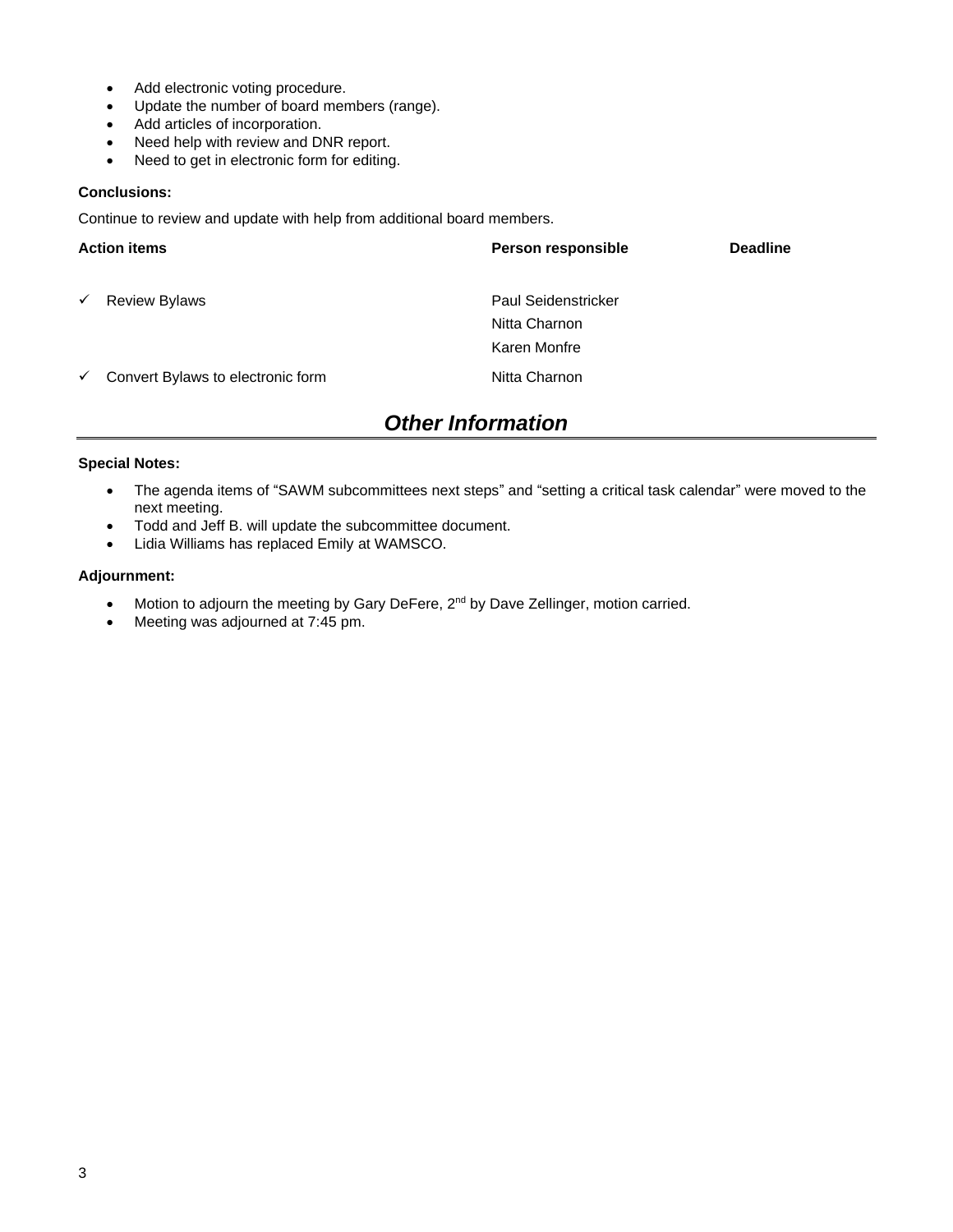- Add electronic voting procedure.
- Update the number of board members (range).
- Add articles of incorporation.
- Need help with review and DNR report.
- Need to get in electronic form for editing.

**Conclusions:**

Continue to review and update with help from additional board members.

| Action items | Person responsible | Deadline |
|---|---|---|
| ✓ Review Bylaws | Paul Seidenstricker<br>Nitta Charnon<br>Karen Monfre | |
| ✓ Convert Bylaws to electronic form | Nitta Charnon | |

## *Other Information*

**Special Notes:**

- The agenda items of "SAWM subcommittees next steps" and "setting a critical task calendar" were moved to the next meeting.
- Todd and Jeff B. will update the subcommittee document.
- Lidia Williams has replaced Emily at WAMSCO.

**Adjournment:**

- Motion to adjourn the meeting by Gary DeFere, 2nd by Dave Zellinger, motion carried.
- Meeting was adjourned at 7:45 pm.